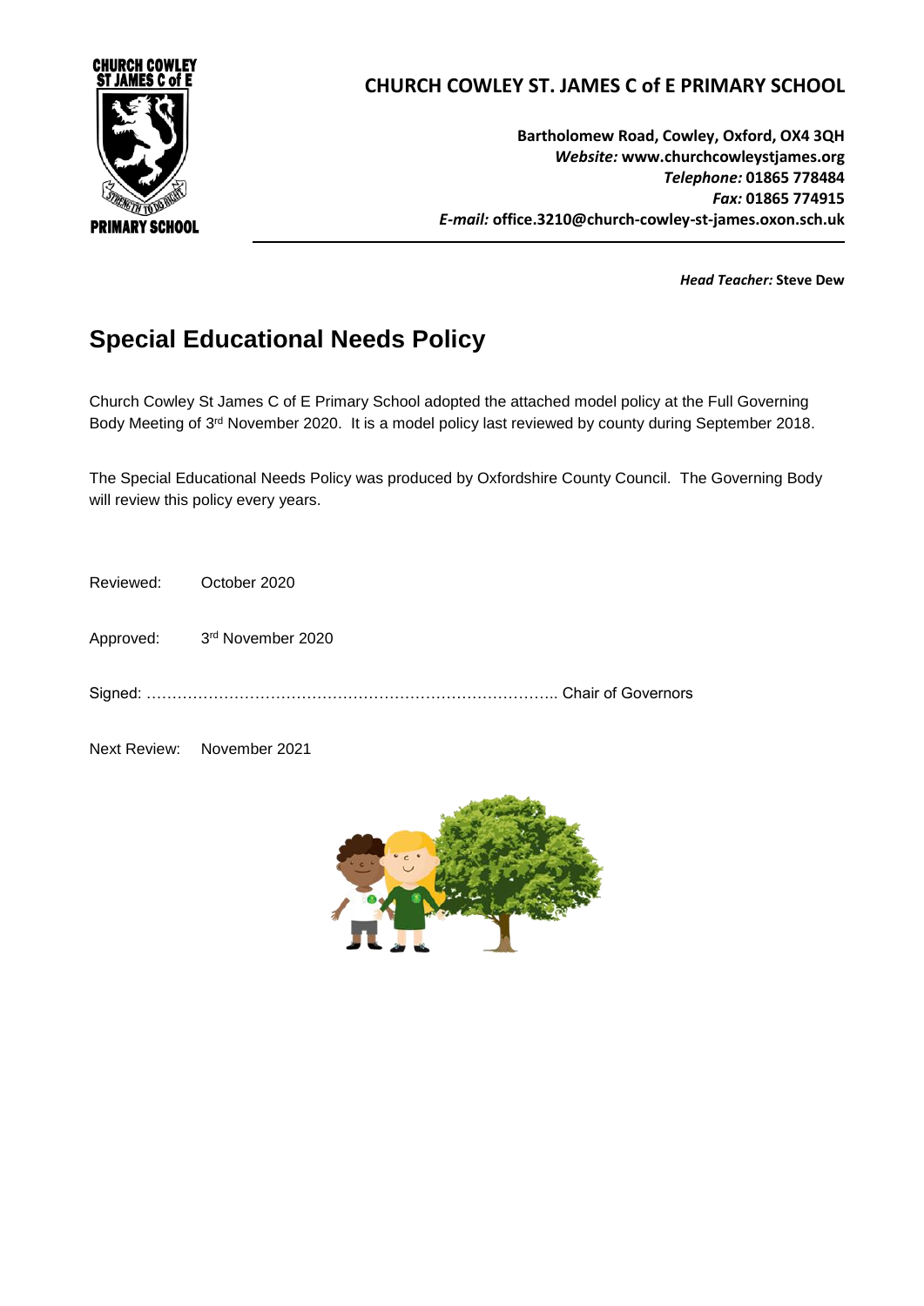CHURCH COWLEY ST JAMES C of E PRIMARY SCHOOL

## CHURCH COWLEY ST. JAMES C of E PRIMARY SCHOOL

**Bartholomew Road, Cowley, Oxford, OX4 3QH**
***Website:*** **www.churchcowleystjames.org**
***Telephone:*** **01865 778484**
***Fax:*** **01865 774915**
***E-mail:*** **office.3210@church-cowley-st-james.oxon.sch.uk**

***Head Teacher:*** **Steve Dew**

# Special Educational Needs Policy

Church Cowley St James C of E Primary School adopted the attached model policy at the Full Governing Body Meeting of 3rd November 2020. It is a model policy last reviewed by county during September 2018.

The Special Educational Needs Policy was produced by Oxfordshire County Council. The Governing Body will review this policy every years.

Reviewed: October 2020

Approved: 3rd November 2020

Signed: ……………………………………………………………………… Chair of Governors

Next Review: November 2021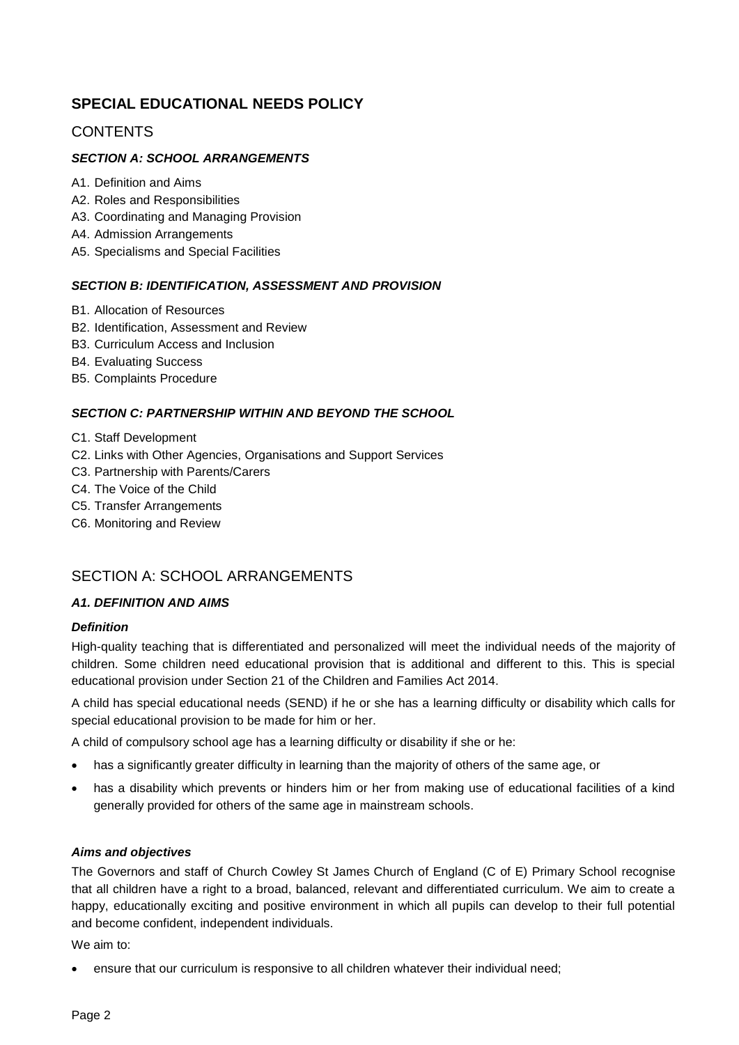# SPECIAL EDUCATIONAL NEEDS POLICY

## CONTENTS

***SECTION A: SCHOOL ARRANGEMENTS***

A1. Definition and Aims
A2. Roles and Responsibilities
A3. Coordinating and Managing Provision
A4. Admission Arrangements
A5. Specialisms and Special Facilities

***SECTION B: IDENTIFICATION, ASSESSMENT AND PROVISION***

B1. Allocation of Resources
B2. Identification, Assessment and Review
B3. Curriculum Access and Inclusion
B4. Evaluating Success
B5. Complaints Procedure

***SECTION C: PARTNERSHIP WITHIN AND BEYOND THE SCHOOL***

C1. Staff Development
C2. Links with Other Agencies, Organisations and Support Services
C3. Partnership with Parents/Carers
C4. The Voice of the Child
C5. Transfer Arrangements
C6. Monitoring and Review

## SECTION A: SCHOOL ARRANGEMENTS

### *A1. DEFINITION AND AIMS*

***Definition***

High-quality teaching that is differentiated and personalized will meet the individual needs of the majority of children. Some children need educational provision that is additional and different to this. This is special educational provision under Section 21 of the Children and Families Act 2014.

A child has special educational needs (SEND) if he or she has a learning difficulty or disability which calls for special educational provision to be made for him or her.

A child of compulsory school age has a learning difficulty or disability if she or he:

- has a significantly greater difficulty in learning than the majority of others of the same age, or
- has a disability which prevents or hinders him or her from making use of educational facilities of a kind generally provided for others of the same age in mainstream schools.

***Aims and objectives***

The Governors and staff of Church Cowley St James Church of England (C of E) Primary School recognise that all children have a right to a broad, balanced, relevant and differentiated curriculum. We aim to create a happy, educationally exciting and positive environment in which all pupils can develop to their full potential and become confident, independent individuals.

We aim to:

- ensure that our curriculum is responsive to all children whatever their individual need;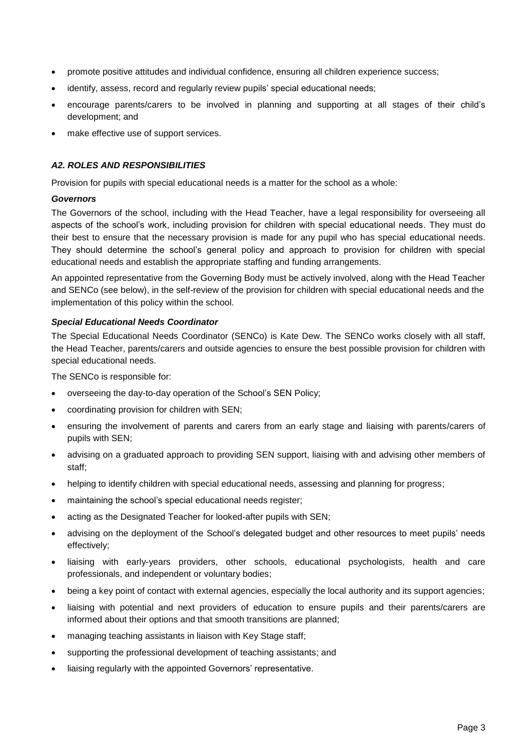- promote positive attitudes and individual confidence, ensuring all children experience success;
- identify, assess, record and regularly review pupils' special educational needs;
- encourage parents/carers to be involved in planning and supporting at all stages of their child's development; and
- make effective use of support services.

### *A2. ROLES AND RESPONSIBILITIES*

Provision for pupils with special educational needs is a matter for the school as a whole:

#### *Governors*

The Governors of the school, including with the Head Teacher, have a legal responsibility for overseeing all aspects of the school's work, including provision for children with special educational needs. They must do their best to ensure that the necessary provision is made for any pupil who has special educational needs. They should determine the school's general policy and approach to provision for children with special educational needs and establish the appropriate staffing and funding arrangements.

An appointed representative from the Governing Body must be actively involved, along with the Head Teacher and SENCo (see below), in the self-review of the provision for children with special educational needs and the implementation of this policy within the school.

#### *Special Educational Needs Coordinator*

The Special Educational Needs Coordinator (SENCo) is Kate Dew. The SENCo works closely with all staff, the Head Teacher, parents/carers and outside agencies to ensure the best possible provision for children with special educational needs.

The SENCo is responsible for:

- overseeing the day-to-day operation of the School's SEN Policy;
- coordinating provision for children with SEN;
- ensuring the involvement of parents and carers from an early stage and liaising with parents/carers of pupils with SEN;
- advising on a graduated approach to providing SEN support, liaising with and advising other members of staff;
- helping to identify children with special educational needs, assessing and planning for progress;
- maintaining the school's special educational needs register;
- acting as the Designated Teacher for looked-after pupils with SEN;
- advising on the deployment of the School's delegated budget and other resources to meet pupils' needs effectively;
- liaising with early-years providers, other schools, educational psychologists, health and care professionals, and independent or voluntary bodies;
- being a key point of contact with external agencies, especially the local authority and its support agencies;
- liaising with potential and next providers of education to ensure pupils and their parents/carers are informed about their options and that smooth transitions are planned;
- managing teaching assistants in liaison with Key Stage staff;
- supporting the professional development of teaching assistants; and
- liaising regularly with the appointed Governors' representative.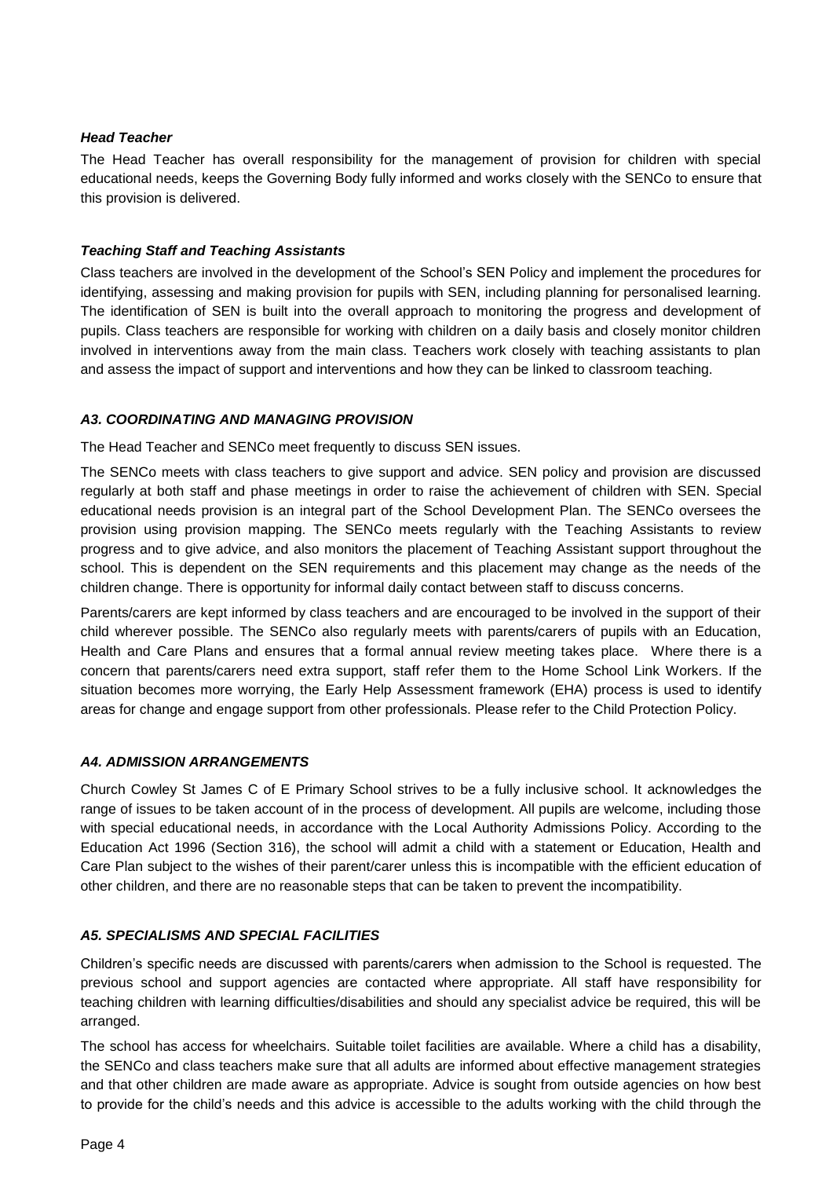### *Head Teacher*

The Head Teacher has overall responsibility for the management of provision for children with special educational needs, keeps the Governing Body fully informed and works closely with the SENCo to ensure that this provision is delivered.

### *Teaching Staff and Teaching Assistants*

Class teachers are involved in the development of the School's SEN Policy and implement the procedures for identifying, assessing and making provision for pupils with SEN, including planning for personalised learning. The identification of SEN is built into the overall approach to monitoring the progress and development of pupils. Class teachers are responsible for working with children on a daily basis and closely monitor children involved in interventions away from the main class. Teachers work closely with teaching assistants to plan and assess the impact of support and interventions and how they can be linked to classroom teaching.

### *A3. COORDINATING AND MANAGING PROVISION*

The Head Teacher and SENCo meet frequently to discuss SEN issues.

The SENCo meets with class teachers to give support and advice. SEN policy and provision are discussed regularly at both staff and phase meetings in order to raise the achievement of children with SEN. Special educational needs provision is an integral part of the School Development Plan. The SENCo oversees the provision using provision mapping. The SENCo meets regularly with the Teaching Assistants to review progress and to give advice, and also monitors the placement of Teaching Assistant support throughout the school. This is dependent on the SEN requirements and this placement may change as the needs of the children change. There is opportunity for informal daily contact between staff to discuss concerns.

Parents/carers are kept informed by class teachers and are encouraged to be involved in the support of their child wherever possible. The SENCo also regularly meets with parents/carers of pupils with an Education, Health and Care Plans and ensures that a formal annual review meeting takes place. Where there is a concern that parents/carers need extra support, staff refer them to the Home School Link Workers. If the situation becomes more worrying, the Early Help Assessment framework (EHA) process is used to identify areas for change and engage support from other professionals. Please refer to the Child Protection Policy.

### *A4. ADMISSION ARRANGEMENTS*

Church Cowley St James C of E Primary School strives to be a fully inclusive school. It acknowledges the range of issues to be taken account of in the process of development. All pupils are welcome, including those with special educational needs, in accordance with the Local Authority Admissions Policy. According to the Education Act 1996 (Section 316), the school will admit a child with a statement or Education, Health and Care Plan subject to the wishes of their parent/carer unless this is incompatible with the efficient education of other children, and there are no reasonable steps that can be taken to prevent the incompatibility.

### *A5. SPECIALISMS AND SPECIAL FACILITIES*

Children's specific needs are discussed with parents/carers when admission to the School is requested. The previous school and support agencies are contacted where appropriate. All staff have responsibility for teaching children with learning difficulties/disabilities and should any specialist advice be required, this will be arranged.

The school has access for wheelchairs. Suitable toilet facilities are available. Where a child has a disability, the SENCo and class teachers make sure that all adults are informed about effective management strategies and that other children are made aware as appropriate. Advice is sought from outside agencies on how best to provide for the child's needs and this advice is accessible to the adults working with the child through the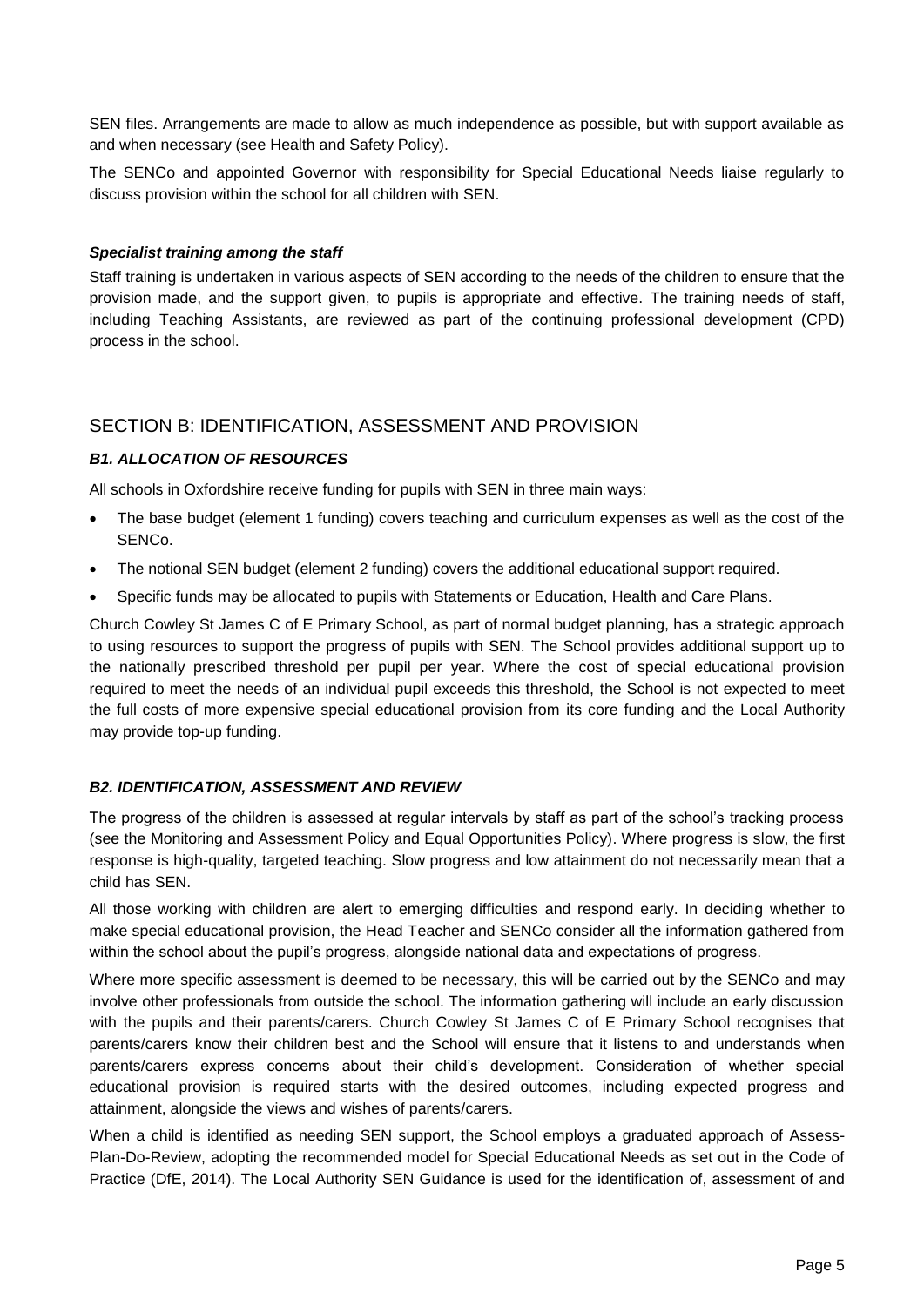SEN files. Arrangements are made to allow as much independence as possible, but with support available as and when necessary (see Health and Safety Policy).

The SENCo and appointed Governor with responsibility for Special Educational Needs liaise regularly to discuss provision within the school for all children with SEN.

***Specialist training among the staff***

Staff training is undertaken in various aspects of SEN according to the needs of the children to ensure that the provision made, and the support given, to pupils is appropriate and effective. The training needs of staff, including Teaching Assistants, are reviewed as part of the continuing professional development (CPD) process in the school.

## SECTION B: IDENTIFICATION, ASSESSMENT AND PROVISION

### *B1. ALLOCATION OF RESOURCES*

All schools in Oxfordshire receive funding for pupils with SEN in three main ways:

- The base budget (element 1 funding) covers teaching and curriculum expenses as well as the cost of the SENCo.
- The notional SEN budget (element 2 funding) covers the additional educational support required.
- Specific funds may be allocated to pupils with Statements or Education, Health and Care Plans.

Church Cowley St James C of E Primary School, as part of normal budget planning, has a strategic approach to using resources to support the progress of pupils with SEN. The School provides additional support up to the nationally prescribed threshold per pupil per year. Where the cost of special educational provision required to meet the needs of an individual pupil exceeds this threshold, the School is not expected to meet the full costs of more expensive special educational provision from its core funding and the Local Authority may provide top-up funding.

### *B2. IDENTIFICATION, ASSESSMENT AND REVIEW*

The progress of the children is assessed at regular intervals by staff as part of the school's tracking process (see the Monitoring and Assessment Policy and Equal Opportunities Policy). Where progress is slow, the first response is high-quality, targeted teaching. Slow progress and low attainment do not necessarily mean that a child has SEN.

All those working with children are alert to emerging difficulties and respond early. In deciding whether to make special educational provision, the Head Teacher and SENCo consider all the information gathered from within the school about the pupil's progress, alongside national data and expectations of progress.

Where more specific assessment is deemed to be necessary, this will be carried out by the SENCo and may involve other professionals from outside the school. The information gathering will include an early discussion with the pupils and their parents/carers. Church Cowley St James C of E Primary School recognises that parents/carers know their children best and the School will ensure that it listens to and understands when parents/carers express concerns about their child's development. Consideration of whether special educational provision is required starts with the desired outcomes, including expected progress and attainment, alongside the views and wishes of parents/carers.

When a child is identified as needing SEN support, the School employs a graduated approach of Assess-Plan-Do-Review, adopting the recommended model for Special Educational Needs as set out in the Code of Practice (DfE, 2014). The Local Authority SEN Guidance is used for the identification of, assessment of and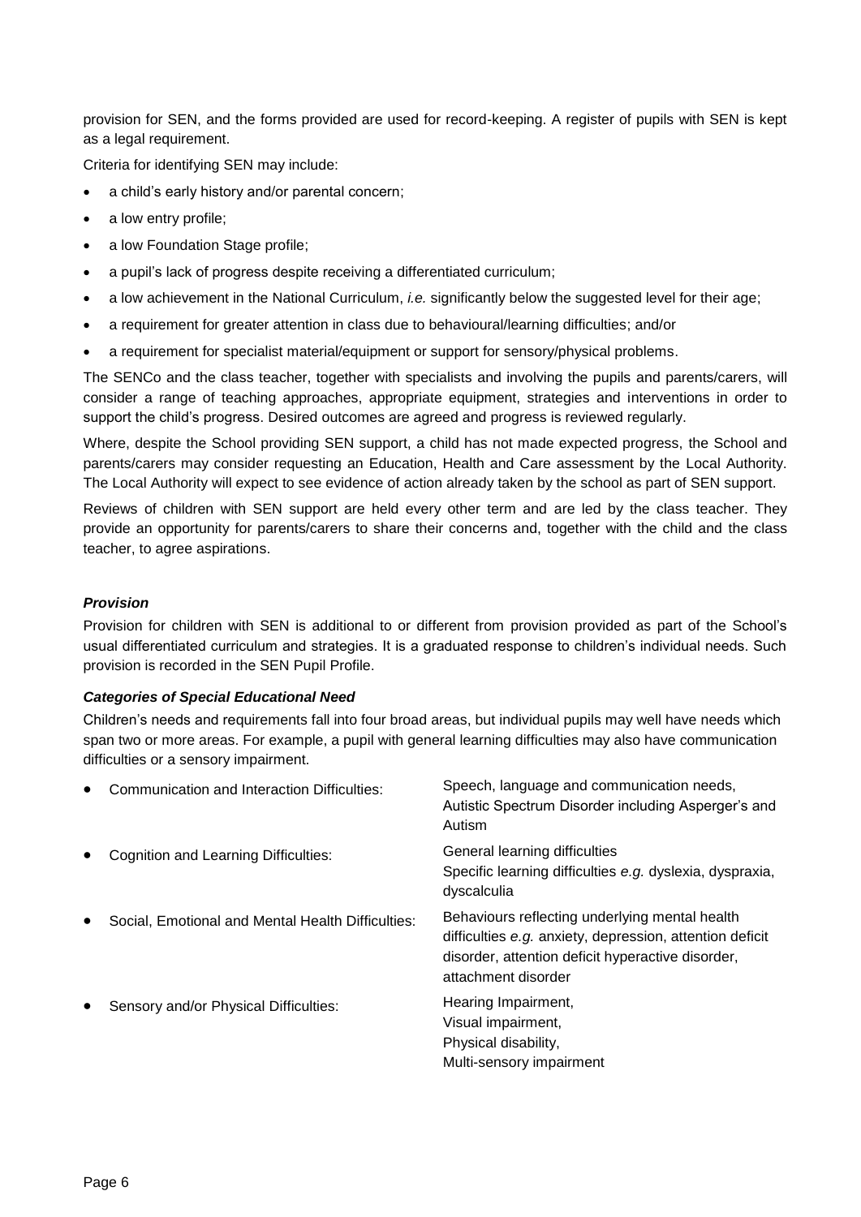provision for SEN, and the forms provided are used for record-keeping. A register of pupils with SEN is kept as a legal requirement.

Criteria for identifying SEN may include:

- a child's early history and/or parental concern;
- a low entry profile;
- a low Foundation Stage profile;
- a pupil's lack of progress despite receiving a differentiated curriculum;
- a low achievement in the National Curriculum, *i.e.* significantly below the suggested level for their age;
- a requirement for greater attention in class due to behavioural/learning difficulties; and/or
- a requirement for specialist material/equipment or support for sensory/physical problems.

The SENCo and the class teacher, together with specialists and involving the pupils and parents/carers, will consider a range of teaching approaches, appropriate equipment, strategies and interventions in order to support the child's progress. Desired outcomes are agreed and progress is reviewed regularly.

Where, despite the School providing SEN support, a child has not made expected progress, the School and parents/carers may consider requesting an Education, Health and Care assessment by the Local Authority. The Local Authority will expect to see evidence of action already taken by the school as part of SEN support.

Reviews of children with SEN support are held every other term and are led by the class teacher. They provide an opportunity for parents/carers to share their concerns and, together with the child and the class teacher, to agree aspirations.

### *Provision*

Provision for children with SEN is additional to or different from provision provided as part of the School's usual differentiated curriculum and strategies. It is a graduated response to children's individual needs. Such provision is recorded in the SEN Pupil Profile.

### *Categories of Special Educational Need*

Children's needs and requirements fall into four broad areas, but individual pupils may well have needs which span two or more areas. For example, a pupil with general learning difficulties may also have communication difficulties or a sensory impairment.

- Communication and Interaction Difficulties: Speech, language and communication needs, Autistic Spectrum Disorder including Asperger's and Autism
- Cognition and Learning Difficulties: General learning difficulties; Specific learning difficulties *e.g.* dyslexia, dyspraxia, dyscalculia
- Social, Emotional and Mental Health Difficulties: Behaviours reflecting underlying mental health difficulties *e.g.* anxiety, depression, attention deficit disorder, attention deficit hyperactive disorder, attachment disorder
- Sensory and/or Physical Difficulties: Hearing Impairment, Visual impairment, Physical disability, Multi-sensory impairment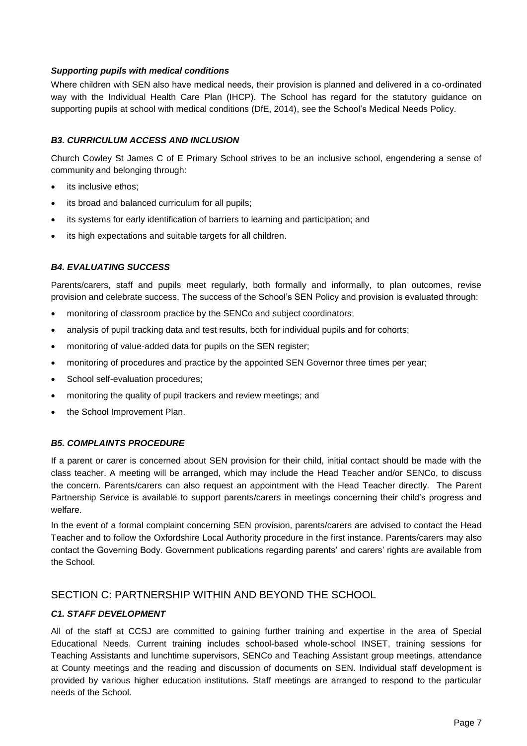### *Supporting pupils with medical conditions*

Where children with SEN also have medical needs, their provision is planned and delivered in a co-ordinated way with the Individual Health Care Plan (IHCP). The School has regard for the statutory guidance on supporting pupils at school with medical conditions (DfE, 2014), see the School's Medical Needs Policy.

### *B3. CURRICULUM ACCESS AND INCLUSION*

Church Cowley St James C of E Primary School strives to be an inclusive school, engendering a sense of community and belonging through:

- its inclusive ethos;
- its broad and balanced curriculum for all pupils;
- its systems for early identification of barriers to learning and participation; and
- its high expectations and suitable targets for all children.

### *B4. EVALUATING SUCCESS*

Parents/carers, staff and pupils meet regularly, both formally and informally, to plan outcomes, revise provision and celebrate success. The success of the School's SEN Policy and provision is evaluated through:

- monitoring of classroom practice by the SENCo and subject coordinators;
- analysis of pupil tracking data and test results, both for individual pupils and for cohorts;
- monitoring of value-added data for pupils on the SEN register;
- monitoring of procedures and practice by the appointed SEN Governor three times per year;
- School self-evaluation procedures;
- monitoring the quality of pupil trackers and review meetings; and
- the School Improvement Plan.

### *B5. COMPLAINTS PROCEDURE*

If a parent or carer is concerned about SEN provision for their child, initial contact should be made with the class teacher. A meeting will be arranged, which may include the Head Teacher and/or SENCo, to discuss the concern. Parents/carers can also request an appointment with the Head Teacher directly. The Parent Partnership Service is available to support parents/carers in meetings concerning their child's progress and welfare.

In the event of a formal complaint concerning SEN provision, parents/carers are advised to contact the Head Teacher and to follow the Oxfordshire Local Authority procedure in the first instance. Parents/carers may also contact the Governing Body. Government publications regarding parents' and carers' rights are available from the School.

## SECTION C: PARTNERSHIP WITHIN AND BEYOND THE SCHOOL

### *C1. STAFF DEVELOPMENT*

All of the staff at CCSJ are committed to gaining further training and expertise in the area of Special Educational Needs. Current training includes school-based whole-school INSET, training sessions for Teaching Assistants and lunchtime supervisors, SENCo and Teaching Assistant group meetings, attendance at County meetings and the reading and discussion of documents on SEN. Individual staff development is provided by various higher education institutions. Staff meetings are arranged to respond to the particular needs of the School.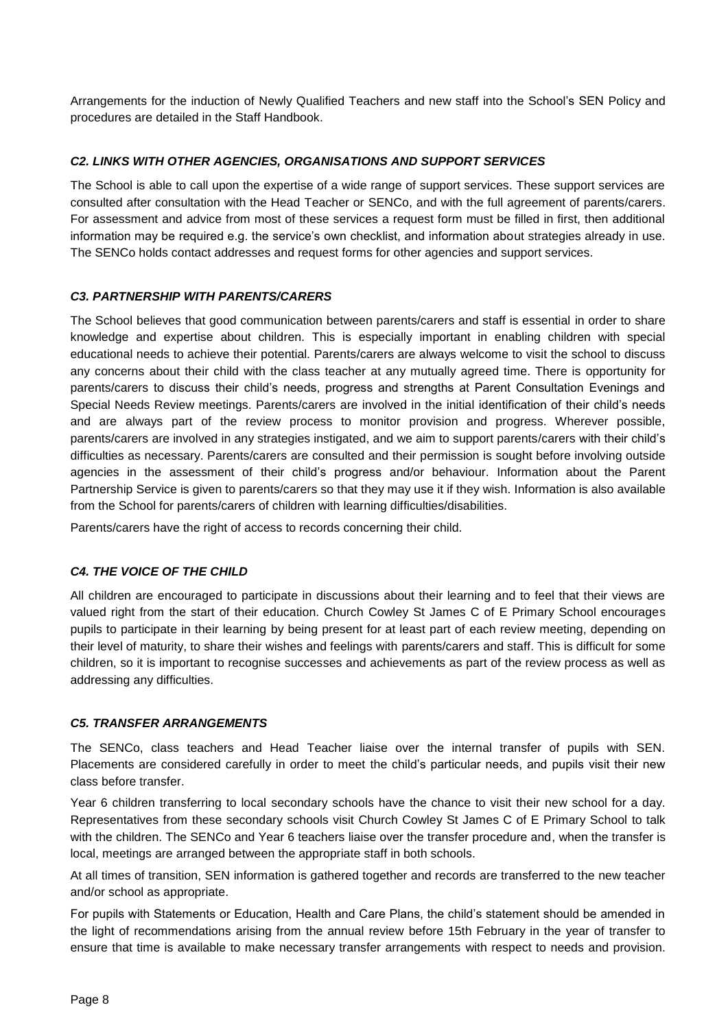Arrangements for the induction of Newly Qualified Teachers and new staff into the School's SEN Policy and procedures are detailed in the Staff Handbook.

### *C2. LINKS WITH OTHER AGENCIES, ORGANISATIONS AND SUPPORT SERVICES*

The School is able to call upon the expertise of a wide range of support services. These support services are consulted after consultation with the Head Teacher or SENCo, and with the full agreement of parents/carers. For assessment and advice from most of these services a request form must be filled in first, then additional information may be required e.g. the service's own checklist, and information about strategies already in use. The SENCo holds contact addresses and request forms for other agencies and support services.

### *C3. PARTNERSHIP WITH PARENTS/CARERS*

The School believes that good communication between parents/carers and staff is essential in order to share knowledge and expertise about children. This is especially important in enabling children with special educational needs to achieve their potential. Parents/carers are always welcome to visit the school to discuss any concerns about their child with the class teacher at any mutually agreed time. There is opportunity for parents/carers to discuss their child's needs, progress and strengths at Parent Consultation Evenings and Special Needs Review meetings. Parents/carers are involved in the initial identification of their child's needs and are always part of the review process to monitor provision and progress. Wherever possible, parents/carers are involved in any strategies instigated, and we aim to support parents/carers with their child's difficulties as necessary. Parents/carers are consulted and their permission is sought before involving outside agencies in the assessment of their child's progress and/or behaviour. Information about the Parent Partnership Service is given to parents/carers so that they may use it if they wish. Information is also available from the School for parents/carers of children with learning difficulties/disabilities.

Parents/carers have the right of access to records concerning their child.

### *C4. THE VOICE OF THE CHILD*

All children are encouraged to participate in discussions about their learning and to feel that their views are valued right from the start of their education. Church Cowley St James C of E Primary School encourages pupils to participate in their learning by being present for at least part of each review meeting, depending on their level of maturity, to share their wishes and feelings with parents/carers and staff. This is difficult for some children, so it is important to recognise successes and achievements as part of the review process as well as addressing any difficulties.

### *C5. TRANSFER ARRANGEMENTS*

The SENCo, class teachers and Head Teacher liaise over the internal transfer of pupils with SEN. Placements are considered carefully in order to meet the child's particular needs, and pupils visit their new class before transfer.

Year 6 children transferring to local secondary schools have the chance to visit their new school for a day. Representatives from these secondary schools visit Church Cowley St James C of E Primary School to talk with the children. The SENCo and Year 6 teachers liaise over the transfer procedure and, when the transfer is local, meetings are arranged between the appropriate staff in both schools.

At all times of transition, SEN information is gathered together and records are transferred to the new teacher and/or school as appropriate.

For pupils with Statements or Education, Health and Care Plans, the child's statement should be amended in the light of recommendations arising from the annual review before 15th February in the year of transfer to ensure that time is available to make necessary transfer arrangements with respect to needs and provision.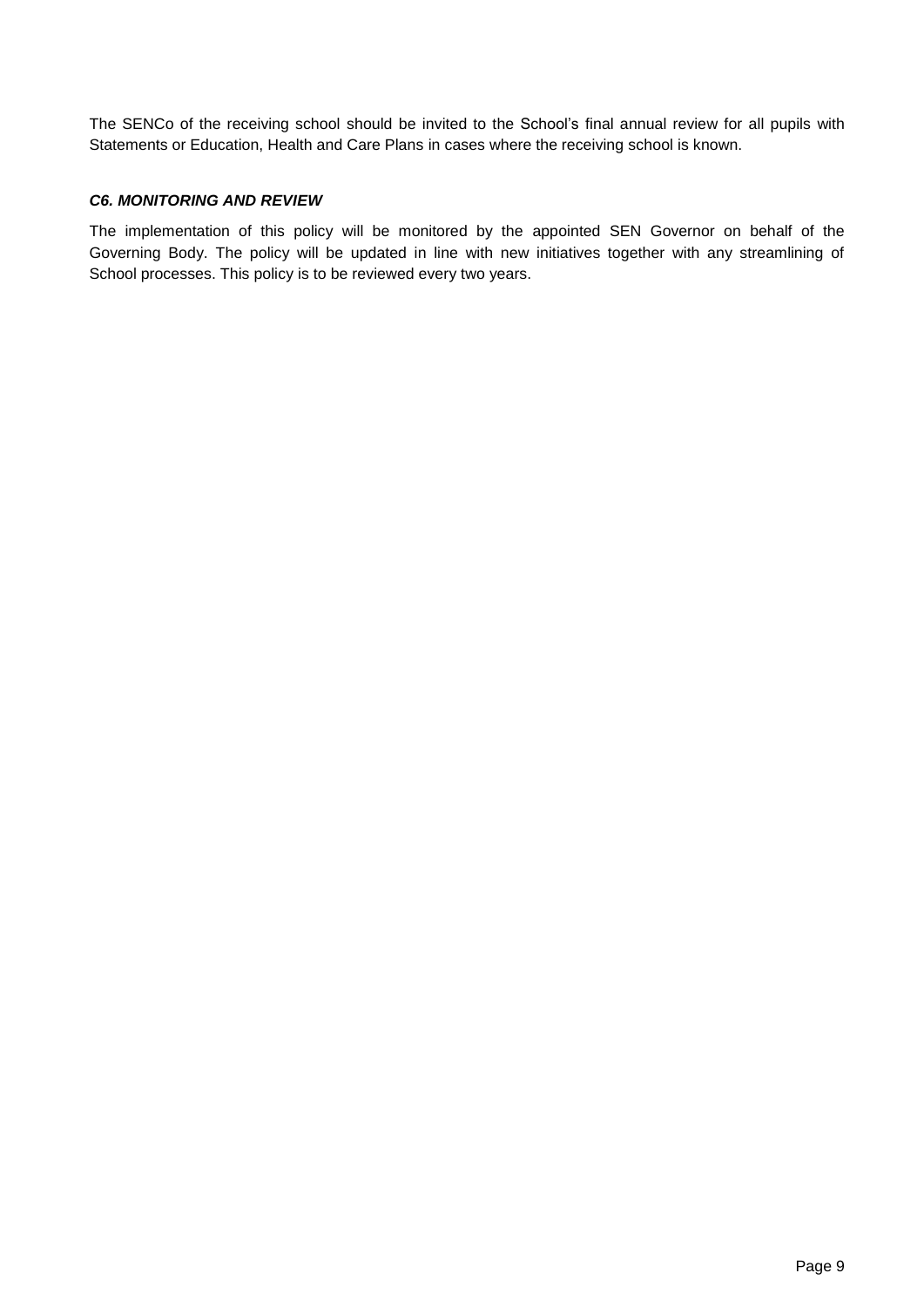The SENCo of the receiving school should be invited to the School's final annual review for all pupils with Statements or Education, Health and Care Plans in cases where the receiving school is known.

### *C6. MONITORING AND REVIEW*

The implementation of this policy will be monitored by the appointed SEN Governor on behalf of the Governing Body. The policy will be updated in line with new initiatives together with any streamlining of School processes. This policy is to be reviewed every two years.